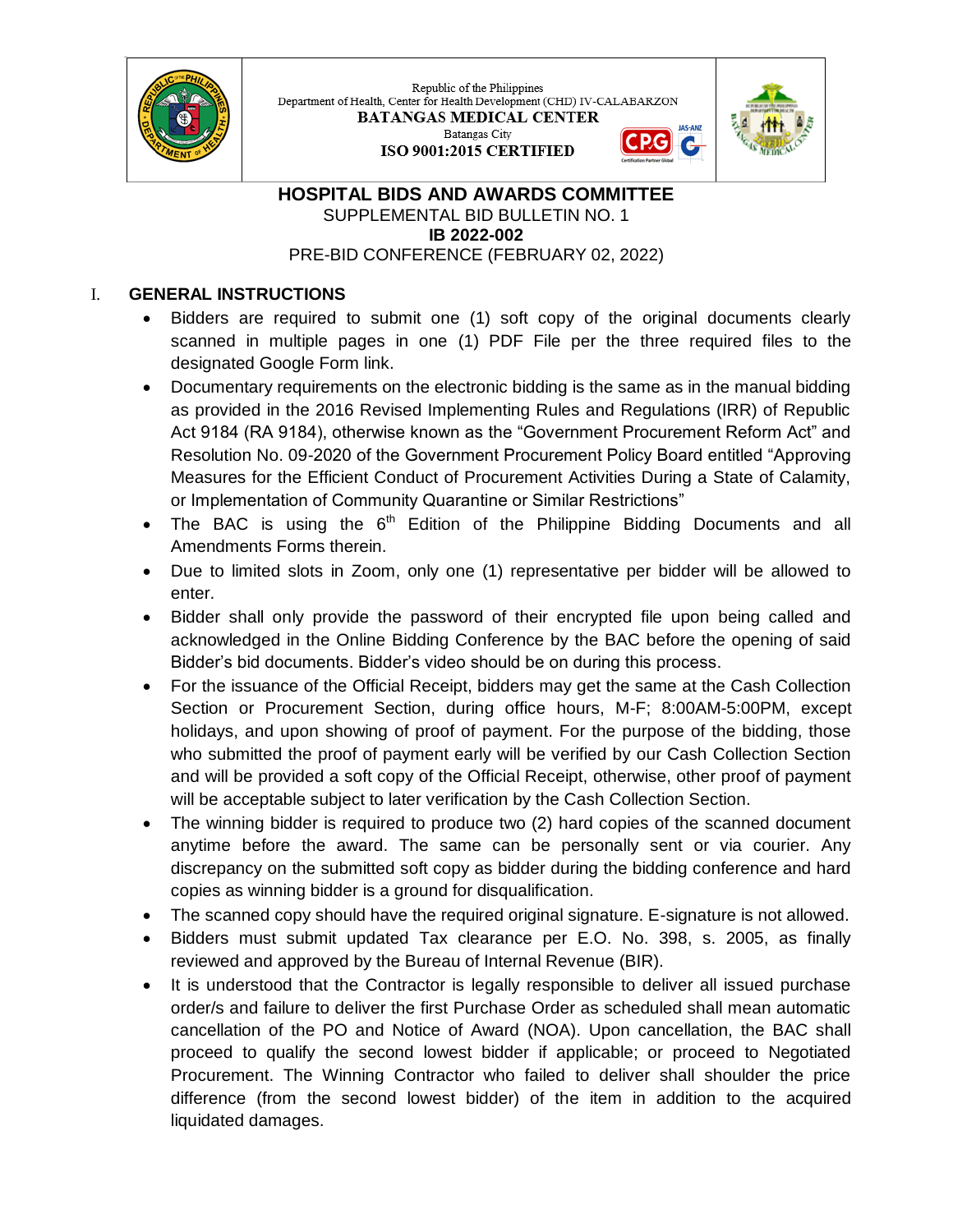Republic of the Philippines
Department of Health, Center for Health Development (CHD) IV-CALABARZON
**BATANGAS MEDICAL CENTER**
Batangas City
**ISO 9001:2015 CERTIFIED**

# HOSPITAL BIDS AND AWARDS COMMITTEE

SUPPLEMENTAL BID BULLETIN NO. 1
**IB 2022-002**
PRE-BID CONFERENCE (FEBRUARY 02, 2022)

## I. GENERAL INSTRUCTIONS

- Bidders are required to submit one (1) soft copy of the original documents clearly scanned in multiple pages in one (1) PDF File per the three required files to the designated Google Form link.
- Documentary requirements on the electronic bidding is the same as in the manual bidding as provided in the 2016 Revised Implementing Rules and Regulations (IRR) of Republic Act 9184 (RA 9184), otherwise known as the "Government Procurement Reform Act" and Resolution No. 09-2020 of the Government Procurement Policy Board entitled "Approving Measures for the Efficient Conduct of Procurement Activities During a State of Calamity, or Implementation of Community Quarantine or Similar Restrictions"
- The BAC is using the 6th Edition of the Philippine Bidding Documents and all Amendments Forms therein.
- Due to limited slots in Zoom, only one (1) representative per bidder will be allowed to enter.
- Bidder shall only provide the password of their encrypted file upon being called and acknowledged in the Online Bidding Conference by the BAC before the opening of said Bidder's bid documents. Bidder's video should be on during this process.
- For the issuance of the Official Receipt, bidders may get the same at the Cash Collection Section or Procurement Section, during office hours, M-F; 8:00AM-5:00PM, except holidays, and upon showing of proof of payment. For the purpose of the bidding, those who submitted the proof of payment early will be verified by our Cash Collection Section and will be provided a soft copy of the Official Receipt, otherwise, other proof of payment will be acceptable subject to later verification by the Cash Collection Section.
- The winning bidder is required to produce two (2) hard copies of the scanned document anytime before the award. The same can be personally sent or via courier. Any discrepancy on the submitted soft copy as bidder during the bidding conference and hard copies as winning bidder is a ground for disqualification.
- The scanned copy should have the required original signature. E-signature is not allowed.
- Bidders must submit updated Tax clearance per E.O. No. 398, s. 2005, as finally reviewed and approved by the Bureau of Internal Revenue (BIR).
- It is understood that the Contractor is legally responsible to deliver all issued purchase order/s and failure to deliver the first Purchase Order as scheduled shall mean automatic cancellation of the PO and Notice of Award (NOA). Upon cancellation, the BAC shall proceed to qualify the second lowest bidder if applicable; or proceed to Negotiated Procurement. The Winning Contractor who failed to deliver shall shoulder the price difference (from the second lowest bidder) of the item in addition to the acquired liquidated damages.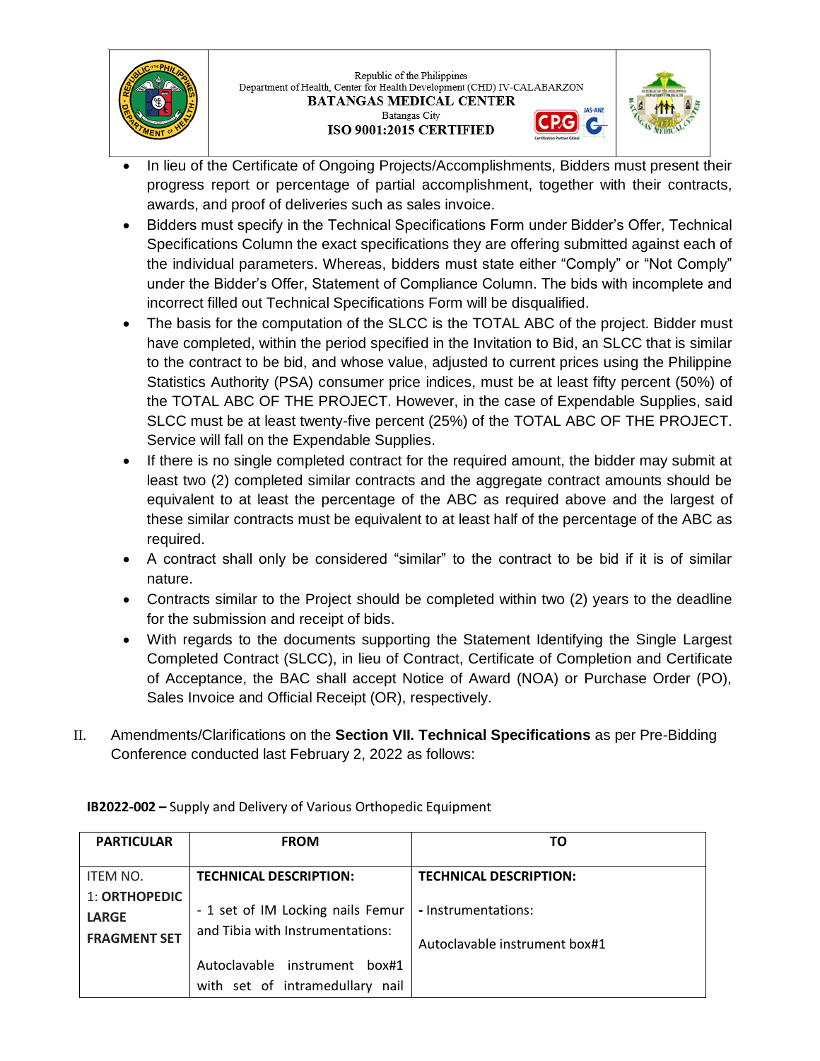- In lieu of the Certificate of Ongoing Projects/Accomplishments, Bidders must present their progress report or percentage of partial accomplishment, together with their contracts, awards, and proof of deliveries such as sales invoice.
- Bidders must specify in the Technical Specifications Form under Bidder's Offer, Technical Specifications Column the exact specifications they are offering submitted against each of the individual parameters. Whereas, bidders must state either "Comply" or "Not Comply" under the Bidder's Offer, Statement of Compliance Column. The bids with incomplete and incorrect filled out Technical Specifications Form will be disqualified.
- The basis for the computation of the SLCC is the TOTAL ABC of the project. Bidder must have completed, within the period specified in the Invitation to Bid, an SLCC that is similar to the contract to be bid, and whose value, adjusted to current prices using the Philippine Statistics Authority (PSA) consumer price indices, must be at least fifty percent (50%) of the TOTAL ABC OF THE PROJECT. However, in the case of Expendable Supplies, said SLCC must be at least twenty-five percent (25%) of the TOTAL ABC OF THE PROJECT. Service will fall on the Expendable Supplies.
- If there is no single completed contract for the required amount, the bidder may submit at least two (2) completed similar contracts and the aggregate contract amounts should be equivalent to at least the percentage of the ABC as required above and the largest of these similar contracts must be equivalent to at least half of the percentage of the ABC as required.
- A contract shall only be considered "similar" to the contract to be bid if it is of similar nature.
- Contracts similar to the Project should be completed within two (2) years to the deadline for the submission and receipt of bids.
- With regards to the documents supporting the Statement Identifying the Single Largest Completed Contract (SLCC), in lieu of Contract, Certificate of Completion and Certificate of Acceptance, the BAC shall accept Notice of Award (NOA) or Purchase Order (PO), Sales Invoice and Official Receipt (OR), respectively.

II. Amendments/Clarifications on the **Section VII. Technical Specifications** as per Pre-Bidding Conference conducted last February 2, 2022 as follows:

**IB2022-002 –** Supply and Delivery of Various Orthopedic Equipment

| PARTICULAR | FROM | TO |
|---|---|---|
| ITEM NO. 1: **ORTHOPEDIC LARGE FRAGMENT SET** | **TECHNICAL DESCRIPTION:**<br><br>- 1 set of IM Locking nails Femur and Tibia with Instrumentations:<br><br>Autoclavable instrument box#1 with set of intramedullary nail | **TECHNICAL DESCRIPTION:**<br><br>**-** Instrumentations:<br><br>Autoclavable instrument box#1 |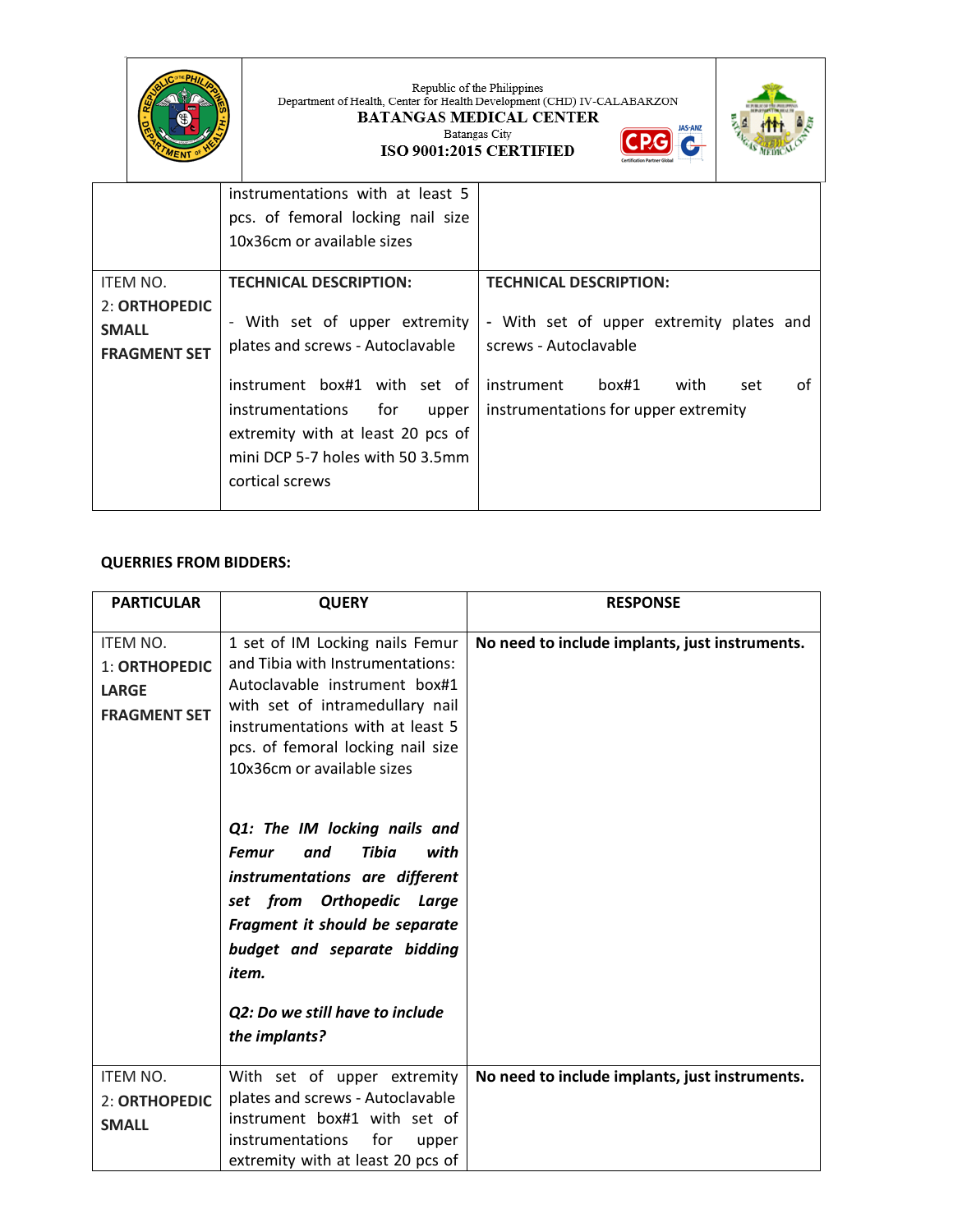| | | |
|---|---|---|
| | instrumentations with at least 5 pcs. of femoral locking nail size 10x36cm or available sizes | |
| ITEM NO. 2: **ORTHOPEDIC SMALL FRAGMENT SET** | **TECHNICAL DESCRIPTION:**<br><br>- With set of upper extremity plates and screws - Autoclavable<br><br>instrument box#1 with set of instrumentations for upper extremity with at least 20 pcs of mini DCP 5-7 holes with 50 3.5mm cortical screws | **TECHNICAL DESCRIPTION:**<br><br>- With set of upper extremity plates and screws - Autoclavable<br><br>instrument box#1 with set of instrumentations for upper extremity |

**QUERRIES FROM BIDDERS:**

| PARTICULAR | QUERY | RESPONSE |
|---|---|---|
| ITEM NO. 1: **ORTHOPEDIC LARGE FRAGMENT SET** | 1 set of IM Locking nails Femur and Tibia with Instrumentations: Autoclavable instrument box#1 with set of intramedullary nail instrumentations with at least 5 pcs. of femoral locking nail size 10x36cm or available sizes<br><br>***Q1: The IM locking nails and Femur and Tibia with instrumentations are different set from Orthopedic Large Fragment it should be separate budget and separate bidding item.***<br><br>***Q2: Do we still have to include the implants?*** | **No need to include implants, just instruments.** |
| ITEM NO. 2: **ORTHOPEDIC SMALL** | With set of upper extremity plates and screws - Autoclavable instrument box#1 with set of instrumentations for upper extremity with at least 20 pcs of | **No need to include implants, just instruments.** |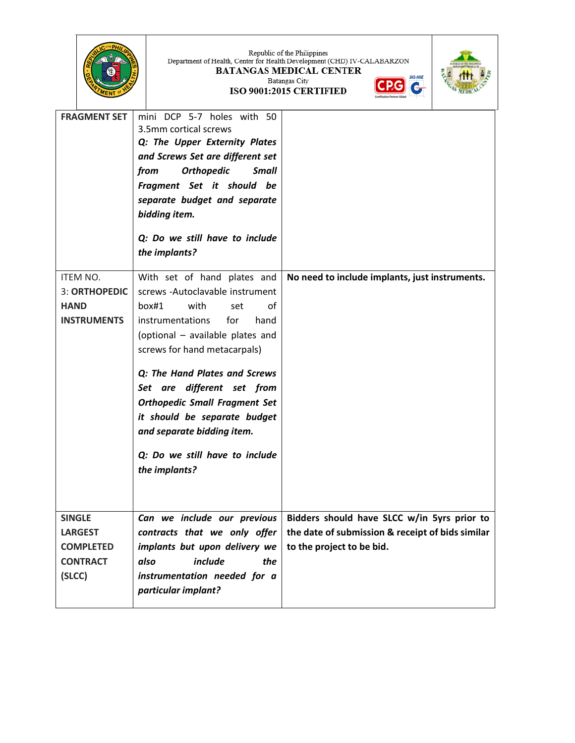| | | |
|---|---|---|
| **FRAGMENT SET** | mini DCP 5-7 holes with 50 3.5mm cortical screws<br>***Q: The Upper Externity Plates and Screws Set are different set from Orthopedic Small Fragment Set it should be separate budget and separate bidding item.***<br><br>***Q: Do we still have to include the implants?*** | |
| ITEM NO. 3: **ORTHOPEDIC HAND INSTRUMENTS** | With set of hand plates and screws -Autoclavable instrument box#1 with set of instrumentations for hand (optional – available plates and screws for hand metacarpals)<br><br>***Q: The Hand Plates and Screws Set are different set from Orthopedic Small Fragment Set it should be separate budget and separate bidding item.***<br><br>***Q: Do we still have to include the implants?*** | **No need to include implants, just instruments.** |
| **SINGLE LARGEST COMPLETED CONTRACT (SLCC)** | ***Can we include our previous contracts that we only offer implants but upon delivery we also include the instrumentation needed for a particular implant?*** | **Bidders should have SLCC w/in 5yrs prior to the date of submission & receipt of bids similar to the project to be bid.** |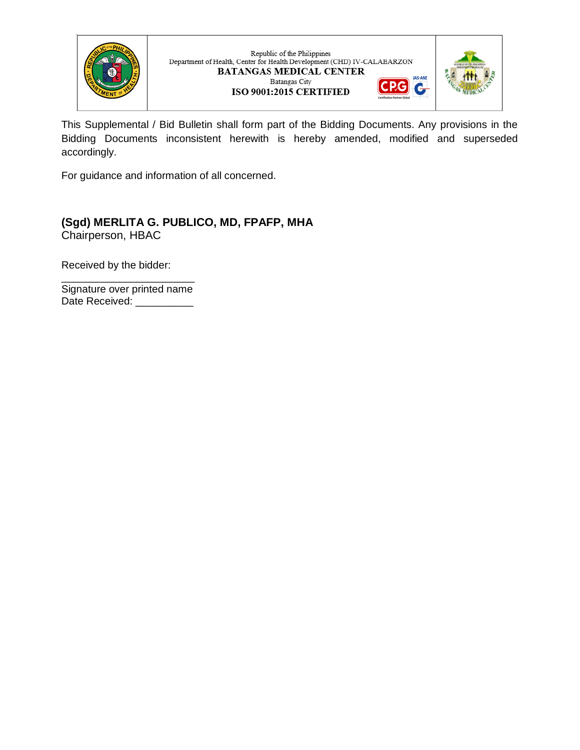This Supplemental / Bid Bulletin shall form part of the Bidding Documents. Any provisions in the Bidding Documents inconsistent herewith is hereby amended, modified and superseded accordingly.

For guidance and information of all concerned.

**(Sgd) MERLITA G. PUBLICO, MD, FPAFP, MHA**
Chairperson, HBAC

Received by the bidder:

______________________
Signature over printed name
Date Received: __________